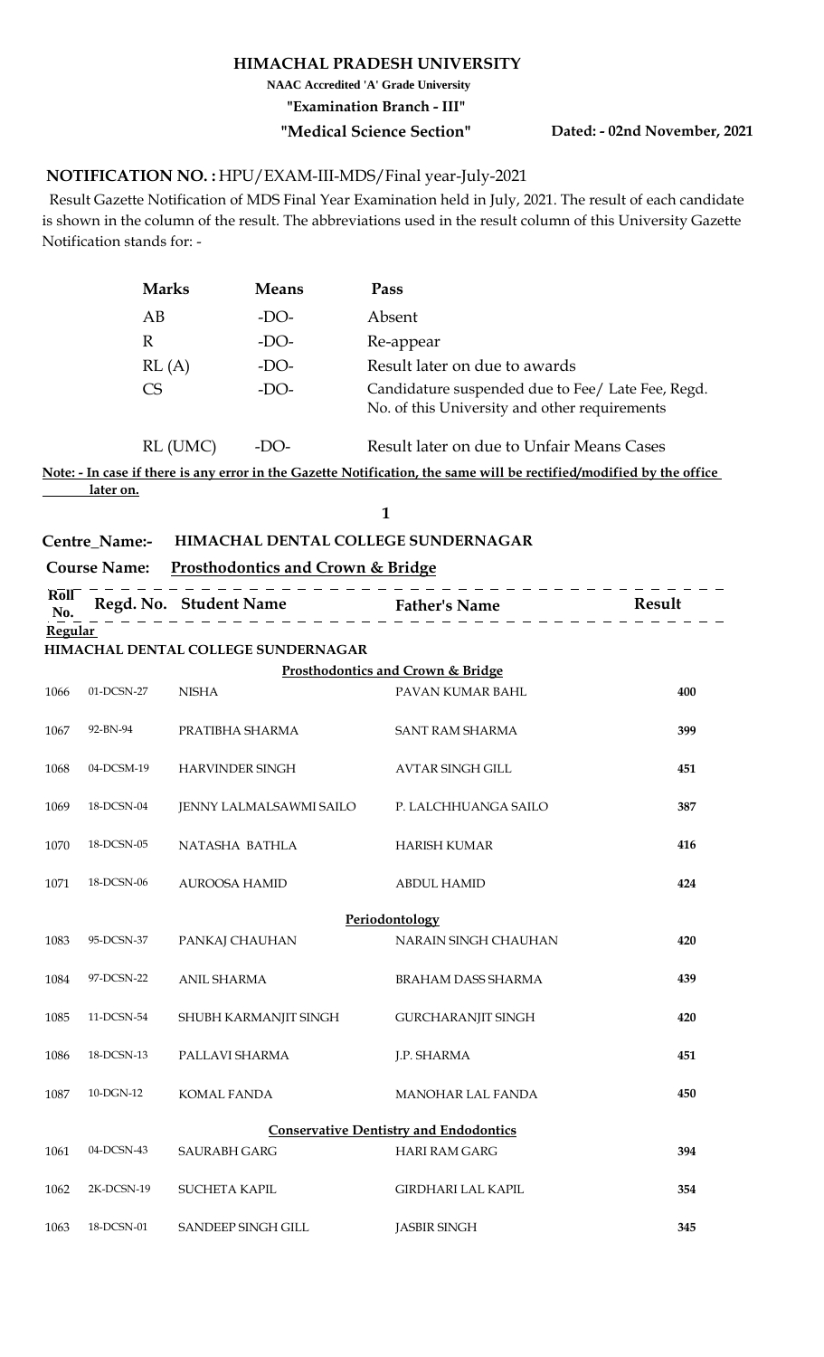# HIMACHAL PRADESH UNIVERSITY

**NAAC Accredited 'A' Grade University**

**"Examination Branch - III"**

**"Medical Science Section"** **Dated: - 02nd November, 2021**

**NOTIFICATION NO. :** HPU/EXAM-III-MDS/Final year-July-2021

Result Gazette Notification of MDS Final Year Examination held in July, 2021. The result of each candidate is shown in the column of the result. The abbreviations used in the result column of this University Gazette Notification stands for: -

| Marks | Means | Pass |
|---|---|---|
| AB | -DO- | Absent |
| R | -DO- | Re-appear |
| RL (A) | -DO- | Result later on due to awards |
| CS | -DO- | Candidature suspended due to Fee/ Late Fee, Regd. No. of this University and other requirements |
| RL (UMC) | -DO- | Result later on due to Unfair Means Cases |

**Note: - In case if there is any error in the Gazette Notification, the same will be rectified/modified by the office later on.**

**Centre_Name:-** **HIMACHAL DENTAL COLLEGE SUNDERNAGAR**

**Course Name:** **Prosthodontics and Crown & Bridge**

| Roll No. | Regd. No. | Student Name | Father's Name | Result |
|---|---|---|---|---|
| **Regular** | | | | |
| **HIMACHAL DENTAL COLLEGE SUNDERNAGAR** | | | | |
| | | | **Prosthodontics and Crown & Bridge** | |
| 1066 | 01-DCSN-27 | NISHA | PAVAN KUMAR BAHL | 400 |
| 1067 | 92-BN-94 | PRATIBHA SHARMA | SANT RAM SHARMA | 399 |
| 1068 | 04-DCSM-19 | HARVINDER SINGH | AVTAR SINGH GILL | 451 |
| 1069 | 18-DCSN-04 | JENNY LALMALSAWMI SAILO | P. LALCHHUANGA SAILO | 387 |
| 1070 | 18-DCSN-05 | NATASHA BATHLA | HARISH KUMAR | 416 |
| 1071 | 18-DCSN-06 | AUROOSA HAMID | ABDUL HAMID | 424 |
| | | | **Periodontology** | |
| 1083 | 95-DCSN-37 | PANKAJ CHAUHAN | NARAIN SINGH CHAUHAN | 420 |
| 1084 | 97-DCSN-22 | ANIL SHARMA | BRAHAM DASS SHARMA | 439 |
| 1085 | 11-DCSN-54 | SHUBH KARMANJIT SINGH | GURCHARANJIT SINGH | 420 |
| 1086 | 18-DCSN-13 | PALLAVI SHARMA | J.P. SHARMA | 451 |
| 1087 | 10-DGN-12 | KOMAL FANDA | MANOHAR LAL FANDA | 450 |
| | | | **Conservative Dentistry and Endodontics** | |
| 1061 | 04-DCSN-43 | SAURABH GARG | HARI RAM GARG | 394 |
| 1062 | 2K-DCSN-19 | SUCHETA KAPIL | GIRDHARI LAL KAPIL | 354 |
| 1063 | 18-DCSN-01 | SANDEEP SINGH GILL | JASBIR SINGH | 345 |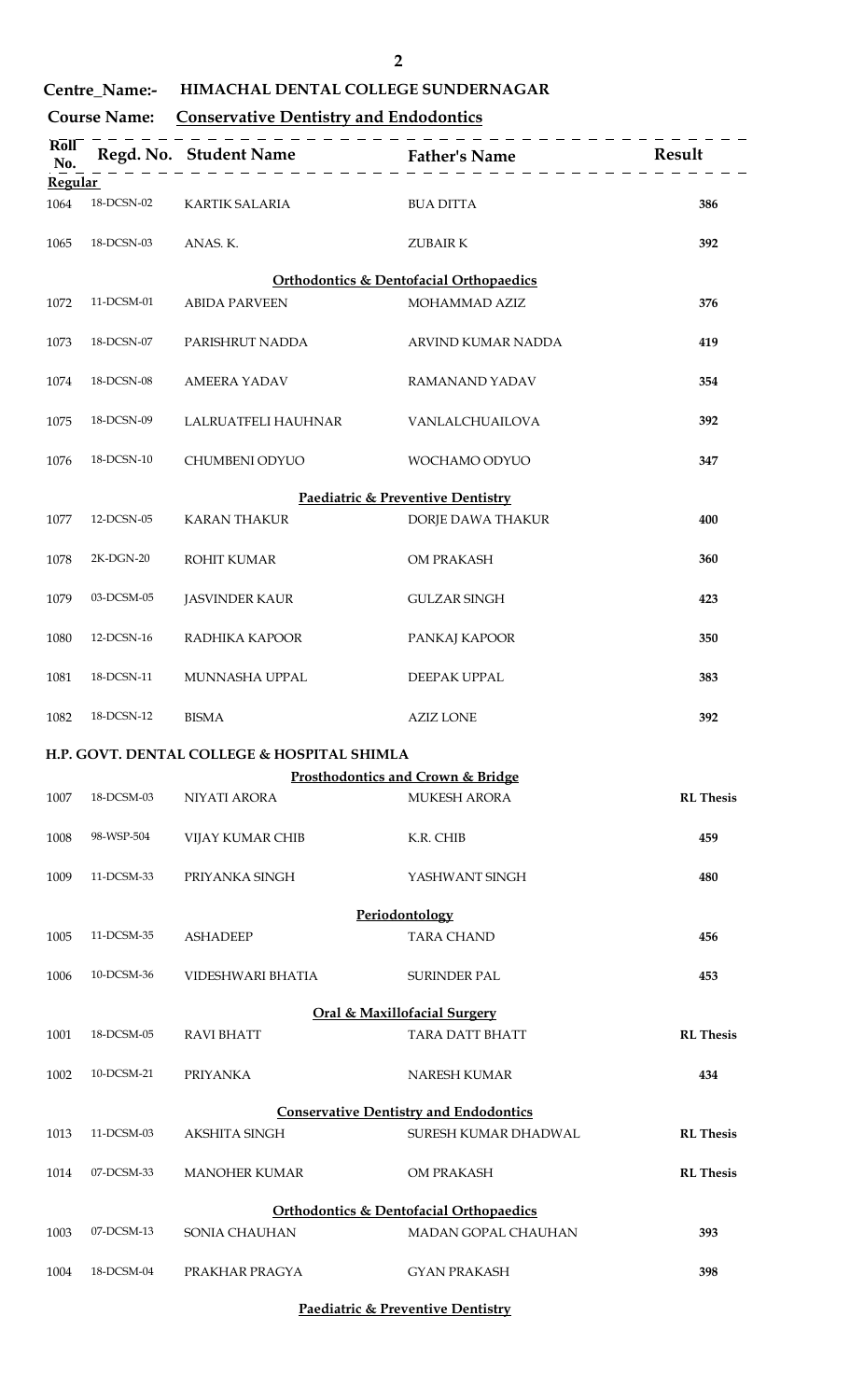**Centre_Name:-** HIMACHAL DENTAL COLLEGE SUNDERNAGAR

**Course Name:** **Conservative Dentistry and Endodontics**

| Roll No. | Regd. No. | Student Name | Father's Name | Result |
|---|---|---|---|---|
| **Regular** | | | | |
| 1064 | 18-DCSN-02 | KARTIK SALARIA | BUA DITTA | **386** |
| 1065 | 18-DCSN-03 | ANAS. K. | ZUBAIR K | **392** |
| | | | **Orthodontics & Dentofacial Orthopaedics** | |
| 1072 | 11-DCSM-01 | ABIDA PARVEEN | MOHAMMAD AZIZ | **376** |
| 1073 | 18-DCSN-07 | PARISHRUT NADDA | ARVIND KUMAR NADDA | **419** |
| 1074 | 18-DCSN-08 | AMEERA YADAV | RAMANAND YADAV | **354** |
| 1075 | 18-DCSN-09 | LALRUATFELI HAUHNAR | VANLALCHUAILOVA | **392** |
| 1076 | 18-DCSN-10 | CHUMBENI ODYUO | WOCHAMO ODYUO | **347** |
| | | | **Paediatric & Preventive Dentistry** | |
| 1077 | 12-DCSN-05 | KARAN THAKUR | DORJE DAWA THAKUR | **400** |
| 1078 | 2K-DGN-20 | ROHIT KUMAR | OM PRAKASH | **360** |
| 1079 | 03-DCSM-05 | JASVINDER KAUR | GULZAR SINGH | **423** |
| 1080 | 12-DCSN-16 | RADHIKA KAPOOR | PANKAJ KAPOOR | **350** |
| 1081 | 18-DCSN-11 | MUNNASHA UPPAL | DEEPAK UPPAL | **383** |
| 1082 | 18-DCSN-12 | BISMA | AZIZ LONE | **392** |

**H.P. GOVT. DENTAL COLLEGE & HOSPITAL SHIMLA**

| Roll No. | Regd. No. | Student Name | Father's Name | Result |
|---|---|---|---|---|
| | | | **Prosthodontics and Crown & Bridge** | |
| 1007 | 18-DCSM-03 | NIYATI ARORA | MUKESH ARORA | **RL Thesis** |
| 1008 | 98-WSP-504 | VIJAY KUMAR CHIB | K.R. CHIB | **459** |
| 1009 | 11-DCSM-33 | PRIYANKA SINGH | YASHWANT SINGH | **480** |
| | | | **Periodontology** | |
| 1005 | 11-DCSM-35 | ASHADEEP | TARA CHAND | **456** |
| 1006 | 10-DCSM-36 | VIDESHWARI BHATIA | SURINDER PAL | **453** |
| | | | **Oral & Maxillofacial Surgery** | |
| 1001 | 18-DCSM-05 | RAVI BHATT | TARA DATT BHATT | **RL Thesis** |
| 1002 | 10-DCSM-21 | PRIYANKA | NARESH KUMAR | **434** |
| | | | **Conservative Dentistry and Endodontics** | |
| 1013 | 11-DCSM-03 | AKSHITA SINGH | SURESH KUMAR DHADWAL | **RL Thesis** |
| 1014 | 07-DCSM-33 | MANOHER KUMAR | OM PRAKASH | **RL Thesis** |
| | | | **Orthodontics & Dentofacial Orthopaedics** | |
| 1003 | 07-DCSM-13 | SONIA CHAUHAN | MADAN GOPAL CHAUHAN | **393** |
| 1004 | 18-DCSM-04 | PRAKHAR PRAGYA | GYAN PRAKASH | **398** |

**Paediatric & Preventive Dentistry**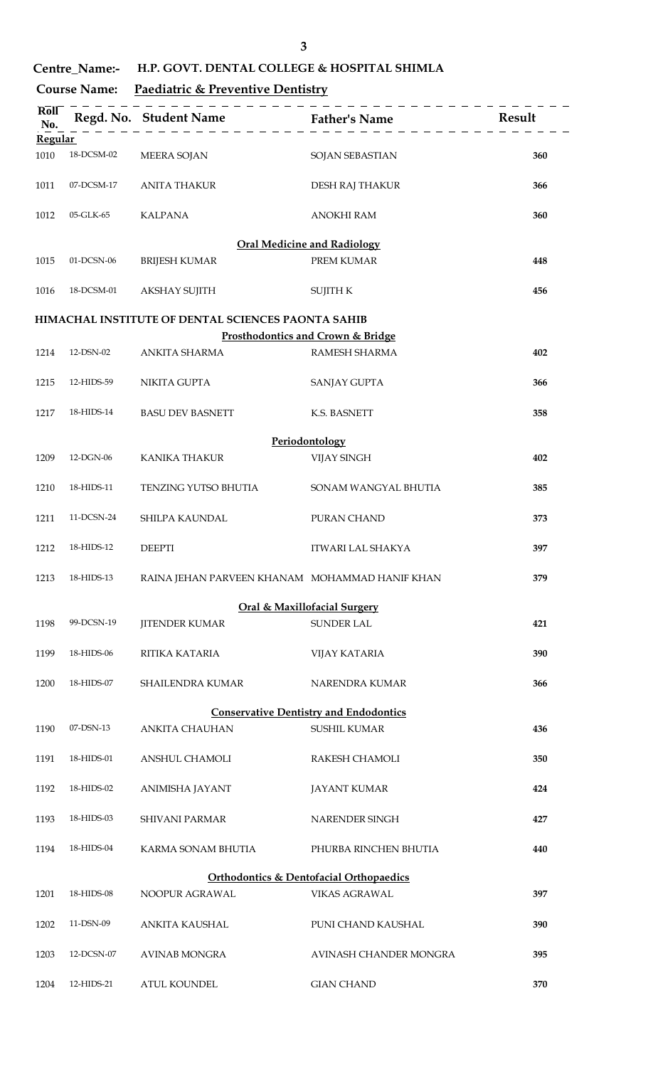**Centre_Name:- H.P. GOVT. DENTAL COLLEGE & HOSPITAL SHIMLA**

**Course Name: Paediatric & Preventive Dentistry**

| Roll No. | Regd. No. | Student Name | Father's Name | Result |
|---|---|---|---|---|
| **Regular** | | | | |
| 1010 | 18-DCSM-02 | MEERA SOJAN | SOJAN SEBASTIAN | 360 |
| 1011 | 07-DCSM-17 | ANITA THAKUR | DESH RAJ THAKUR | 366 |
| 1012 | 05-GLK-65 | KALPANA | ANOKHI RAM | 360 |
| | | | **Oral Medicine and Radiology** | |
| 1015 | 01-DCSN-06 | BRIJESH KUMAR | PREM KUMAR | 448 |
| 1016 | 18-DCSM-01 | AKSHAY SUJITH | SUJITH K | 456 |
| **HIMACHAL INSTITUTE OF DENTAL SCIENCES PAONTA SAHIB** | | | | |
| | | | **Prosthodontics and Crown & Bridge** | |
| 1214 | 12-DSN-02 | ANKITA SHARMA | RAMESH SHARMA | 402 |
| 1215 | 12-HIDS-59 | NIKITA GUPTA | SANJAY GUPTA | 366 |
| 1217 | 18-HIDS-14 | BASU DEV BASNETT | K.S. BASNETT | 358 |
| | | | **Periodontology** | |
| 1209 | 12-DGN-06 | KANIKA THAKUR | VIJAY SINGH | 402 |
| 1210 | 18-HIDS-11 | TENZING YUTSO BHUTIA | SONAM WANGYAL BHUTIA | 385 |
| 1211 | 11-DCSN-24 | SHILPA KAUNDAL | PURAN CHAND | 373 |
| 1212 | 18-HIDS-12 | DEEPTI | ITWARI LAL SHAKYA | 397 |
| 1213 | 18-HIDS-13 | RAINA JEHAN PARVEEN KHANAM | MOHAMMAD HANIF KHAN | 379 |
| | | | **Oral & Maxillofacial Surgery** | |
| 1198 | 99-DCSN-19 | JITENDER KUMAR | SUNDER LAL | 421 |
| 1199 | 18-HIDS-06 | RITIKA KATARIA | VIJAY KATARIA | 390 |
| 1200 | 18-HIDS-07 | SHAILENDRA KUMAR | NARENDRA KUMAR | 366 |
| | | | **Conservative Dentistry and Endodontics** | |
| 1190 | 07-DSN-13 | ANKITA CHAUHAN | SUSHIL KUMAR | 436 |
| 1191 | 18-HIDS-01 | ANSHUL CHAMOLI | RAKESH CHAMOLI | 350 |
| 1192 | 18-HIDS-02 | ANIMISHA JAYANT | JAYANT KUMAR | 424 |
| 1193 | 18-HIDS-03 | SHIVANI PARMAR | NARENDER SINGH | 427 |
| 1194 | 18-HIDS-04 | KARMA SONAM BHUTIA | PHURBA RINCHEN BHUTIA | 440 |
| | | | **Orthodontics & Dentofacial Orthopaedics** | |
| 1201 | 18-HIDS-08 | NOOPUR AGRAWAL | VIKAS AGRAWAL | 397 |
| 1202 | 11-DSN-09 | ANKITA KAUSHAL | PUNI CHAND KAUSHAL | 390 |
| 1203 | 12-DCSN-07 | AVINAB MONGRA | AVINASH CHANDER MONGRA | 395 |
| 1204 | 12-HIDS-21 | ATUL KOUNDEL | GIAN CHAND | 370 |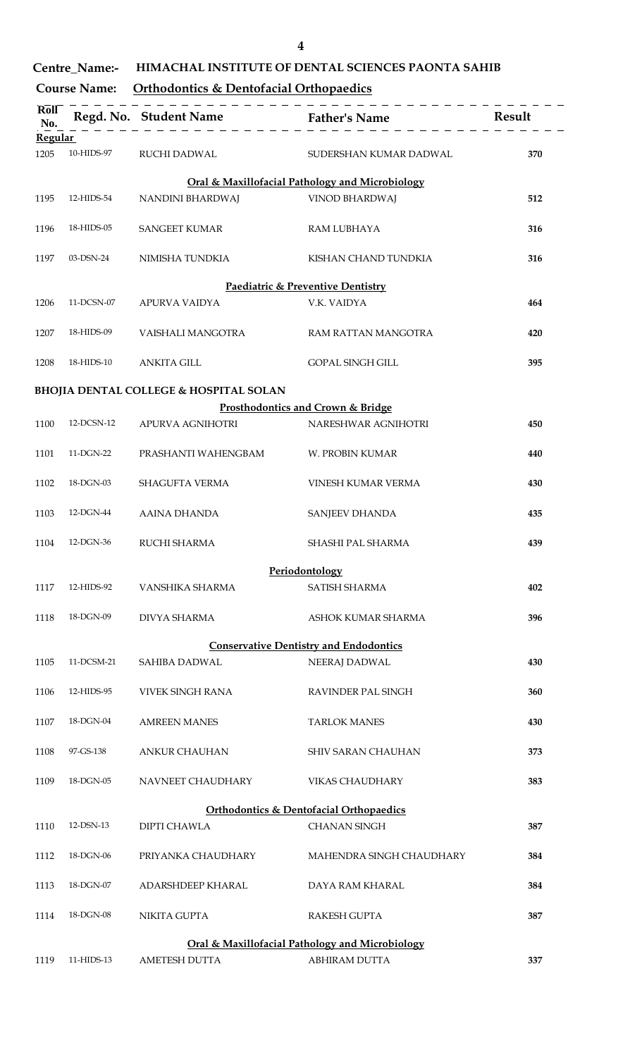**Centre_Name:-** **HIMACHAL INSTITUTE OF DENTAL SCIENCES PAONTA SAHIB**

**Course Name:** **Orthodontics & Dentofacial Orthopaedics**

| Roll No. | Regd. No. | Student Name | Father's Name | Result |
|---|---|---|---|---|
| **Regular** | | | | |
| 1205 | 10-HIDS-97 | RUCHI DADWAL | SUDERSHAN KUMAR DADWAL | 370 |
| | | | **Oral & Maxillofacial Pathology and Microbiology** | |
| 1195 | 12-HIDS-54 | NANDINI BHARDWAJ | VINOD BHARDWAJ | 512 |
| 1196 | 18-HIDS-05 | SANGEET KUMAR | RAM LUBHAYA | 316 |
| 1197 | 03-DSN-24 | NIMISHA TUNDKIA | KISHAN CHAND TUNDKIA | 316 |
| | | | **Paediatric & Preventive Dentistry** | |
| 1206 | 11-DCSN-07 | APURVA VAIDYA | V.K. VAIDYA | 464 |
| 1207 | 18-HIDS-09 | VAISHALI MANGOTRA | RAM RATTAN MANGOTRA | 420 |
| 1208 | 18-HIDS-10 | ANKITA GILL | GOPAL SINGH GILL | 395 |
| **BHOJIA DENTAL COLLEGE & HOSPITAL SOLAN** | | | | |
| | | | **Prosthodontics and Crown & Bridge** | |
| 1100 | 12-DCSN-12 | APURVA AGNIHOTRI | NARESHWAR AGNIHOTRI | 450 |
| 1101 | 11-DGN-22 | PRASHANTI WAHENGBAM | W. PROBIN KUMAR | 440 |
| 1102 | 18-DGN-03 | SHAGUFTA VERMA | VINESH KUMAR VERMA | 430 |
| 1103 | 12-DGN-44 | AAINA DHANDA | SANJEEV DHANDA | 435 |
| 1104 | 12-DGN-36 | RUCHI SHARMA | SHASHI PAL SHARMA | 439 |
| | | | **Periodontology** | |
| 1117 | 12-HIDS-92 | VANSHIKA SHARMA | SATISH SHARMA | 402 |
| 1118 | 18-DGN-09 | DIVYA SHARMA | ASHOK KUMAR SHARMA | 396 |
| | | | **Conservative Dentistry and Endodontics** | |
| 1105 | 11-DCSM-21 | SAHIBA DADWAL | NEERAJ DADWAL | 430 |
| 1106 | 12-HIDS-95 | VIVEK SINGH RANA | RAVINDER PAL SINGH | 360 |
| 1107 | 18-DGN-04 | AMREEN MANES | TARLOK MANES | 430 |
| 1108 | 97-GS-138 | ANKUR CHAUHAN | SHIV SARAN CHAUHAN | 373 |
| 1109 | 18-DGN-05 | NAVNEET CHAUDHARY | VIKAS CHAUDHARY | 383 |
| | | | **Orthodontics & Dentofacial Orthopaedics** | |
| 1110 | 12-DSN-13 | DIPTI CHAWLA | CHANAN SINGH | 387 |
| 1112 | 18-DGN-06 | PRIYANKA CHAUDHARY | MAHENDRA SINGH CHAUDHARY | 384 |
| 1113 | 18-DGN-07 | ADARSHDEEP KHARAL | DAYA RAM KHARAL | 384 |
| 1114 | 18-DGN-08 | NIKITA GUPTA | RAKESH GUPTA | 387 |
| | | | **Oral & Maxillofacial Pathology and Microbiology** | |
| 1119 | 11-HIDS-13 | AMETESH DUTTA | ABHIRAM DUTTA | 337 |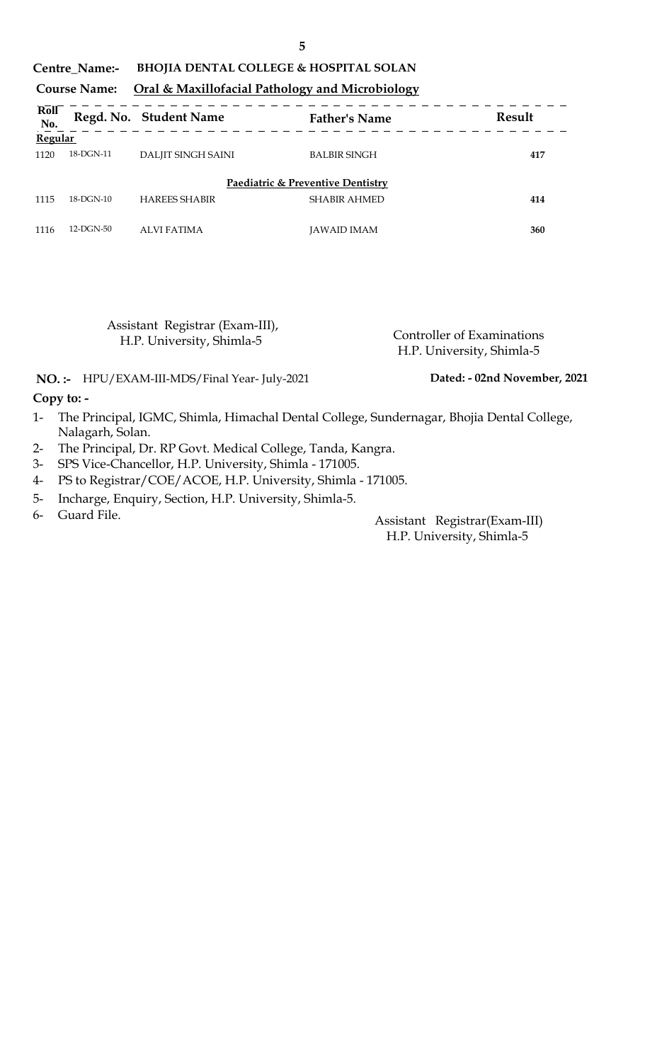**Centre_Name:- BHOJIA DENTAL COLLEGE & HOSPITAL SOLAN**

**Course Name: Oral & Maxillofacial Pathology and Microbiology**

| Roll No. | Regd. No. | Student Name | Father's Name | Result |
|---|---|---|---|---|
| **Regular** | | | | |
| 1120 | 18-DGN-11 | DALJIT SINGH SAINI | BALBIR SINGH | **417** |
| | | | **Paediatric & Preventive Dentistry** | |
| 1115 | 18-DGN-10 | HAREES SHABIR | SHABIR AHMED | **414** |
| 1116 | 12-DGN-50 | ALVI FATIMA | JAWAID IMAM | **360** |

Assistant Registrar (Exam-III),
H.P. University, Shimla-5

Controller of Examinations
H.P. University, Shimla-5

**NO. :-** HPU/EXAM-III-MDS/Final Year- July-2021

**Dated: - 02nd November, 2021**

**Copy to: -**

1- The Principal, IGMC, Shimla, Himachal Dental College, Sundernagar, Bhojia Dental College, Nalagarh, Solan.
2- The Principal, Dr. RP Govt. Medical College, Tanda, Kangra.
3- SPS Vice-Chancellor, H.P. University, Shimla - 171005.
4- PS to Registrar/COE/ACOE, H.P. University, Shimla - 171005.
5- Incharge, Enquiry, Section, H.P. University, Shimla-5.
6- Guard File.

Assistant Registrar(Exam-III)
H.P. University, Shimla-5